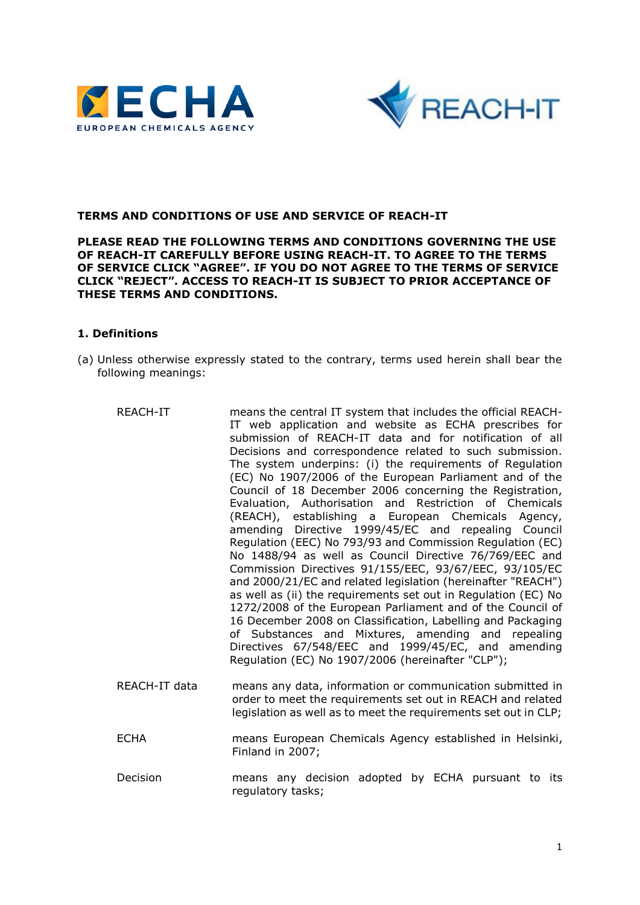**TERMS AND CONDITIONS OF USE AND SERVICE OF REACH-IT**

**PLEASE READ THE FOLLOWING TERMS AND CONDITIONS GOVERNING THE USE OF REACH-IT CAREFULLY BEFORE USING REACH-IT. TO AGREE TO THE TERMS OF SERVICE CLICK "AGREE". IF YOU DO NOT AGREE TO THE TERMS OF SERVICE CLICK "REJECT". ACCESS TO REACH-IT IS SUBJECT TO PRIOR ACCEPTANCE OF THESE TERMS AND CONDITIONS.**

## 1. Definitions

(a) Unless otherwise expressly stated to the contrary, terms used herein shall bear the following meanings:

| | |
|---|---|
| REACH-IT | means the central IT system that includes the official REACH-IT web application and website as ECHA prescribes for submission of REACH-IT data and for notification of all Decisions and correspondence related to such submission. The system underpins: (i) the requirements of Regulation (EC) No 1907/2006 of the European Parliament and of the Council of 18 December 2006 concerning the Registration, Evaluation, Authorisation and Restriction of Chemicals (REACH), establishing a European Chemicals Agency, amending Directive 1999/45/EC and repealing Council Regulation (EEC) No 793/93 and Commission Regulation (EC) No 1488/94 as well as Council Directive 76/769/EEC and Commission Directives 91/155/EEC, 93/67/EEC, 93/105/EC and 2000/21/EC and related legislation (hereinafter "REACH") as well as (ii) the requirements set out in Regulation (EC) No 1272/2008 of the European Parliament and of the Council of 16 December 2008 on Classification, Labelling and Packaging of Substances and Mixtures, amending and repealing Directives 67/548/EEC and 1999/45/EC, and amending Regulation (EC) No 1907/2006 (hereinafter "CLP"); |
| REACH-IT data | means any data, information or communication submitted in order to meet the requirements set out in REACH and related legislation as well as to meet the requirements set out in CLP; |
| ECHA | means European Chemicals Agency established in Helsinki, Finland in 2007; |
| Decision | means any decision adopted by ECHA pursuant to its regulatory tasks; |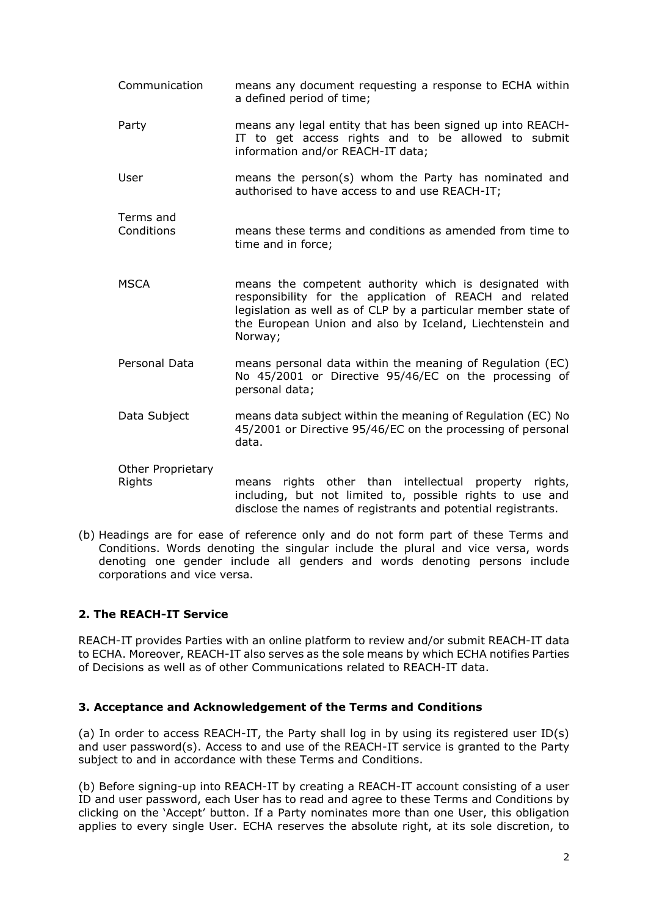| | |
|---|---|
| Communication | means any document requesting a response to ECHA within a defined period of time; |
| Party | means any legal entity that has been signed up into REACH-IT to get access rights and to be allowed to submit information and/or REACH-IT data; |
| User | means the person(s) whom the Party has nominated and authorised to have access to and use REACH-IT; |
| Terms and Conditions | means these terms and conditions as amended from time to time and in force; |
| MSCA | means the competent authority which is designated with responsibility for the application of REACH and related legislation as well as of CLP by a particular member state of the European Union and also by Iceland, Liechtenstein and Norway; |
| Personal Data | means personal data within the meaning of Regulation (EC) No 45/2001 or Directive 95/46/EC on the processing of personal data; |
| Data Subject | means data subject within the meaning of Regulation (EC) No 45/2001 or Directive 95/46/EC on the processing of personal data. |
| Other Proprietary Rights | means rights other than intellectual property rights, including, but not limited to, possible rights to use and disclose the names of registrants and potential registrants. |

(b) Headings are for ease of reference only and do not form part of these Terms and Conditions. Words denoting the singular include the plural and vice versa, words denoting one gender include all genders and words denoting persons include corporations and vice versa.

## 2. The REACH-IT Service

REACH-IT provides Parties with an online platform to review and/or submit REACH-IT data to ECHA. Moreover, REACH-IT also serves as the sole means by which ECHA notifies Parties of Decisions as well as of other Communications related to REACH-IT data.

## 3. Acceptance and Acknowledgement of the Terms and Conditions

(a) In order to access REACH-IT, the Party shall log in by using its registered user ID(s) and user password(s). Access to and use of the REACH-IT service is granted to the Party subject to and in accordance with these Terms and Conditions.

(b) Before signing-up into REACH-IT by creating a REACH-IT account consisting of a user ID and user password, each User has to read and agree to these Terms and Conditions by clicking on the 'Accept' button. If a Party nominates more than one User, this obligation applies to every single User. ECHA reserves the absolute right, at its sole discretion, to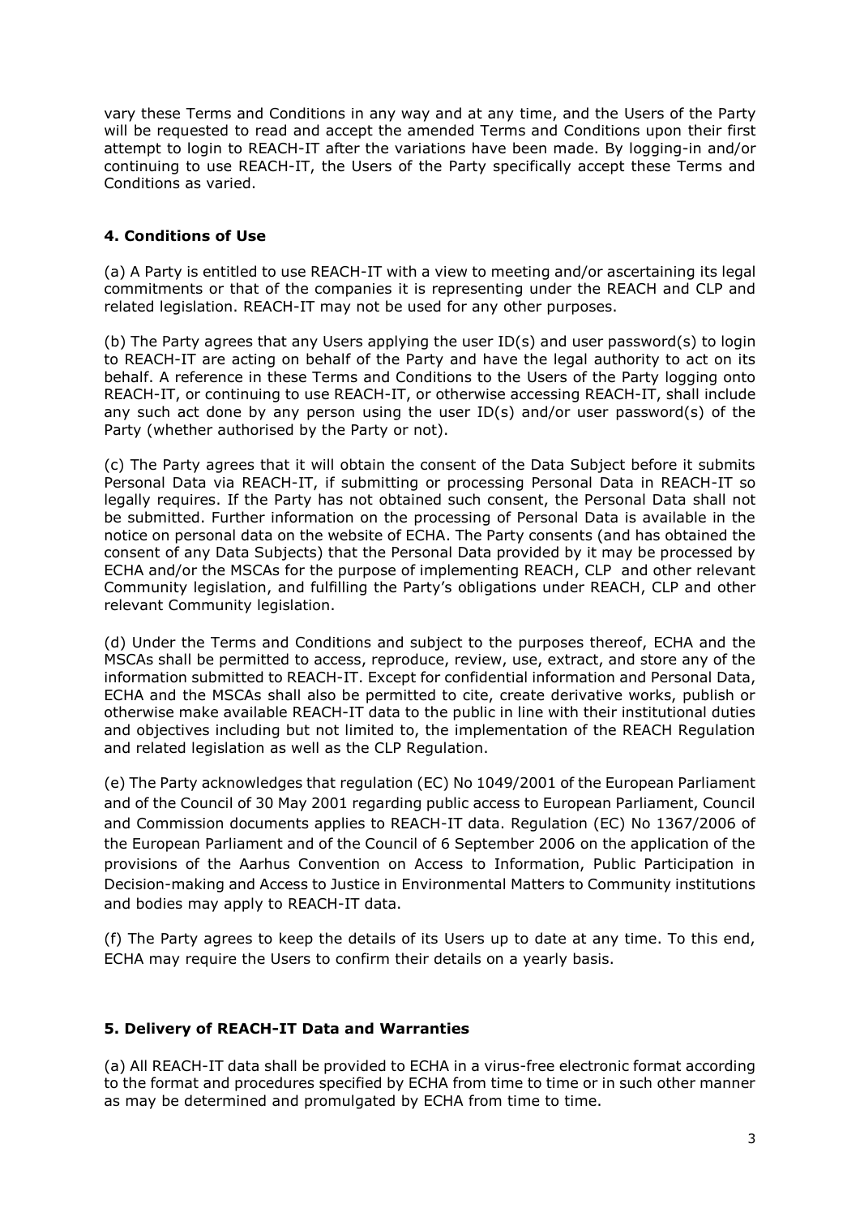vary these Terms and Conditions in any way and at any time, and the Users of the Party will be requested to read and accept the amended Terms and Conditions upon their first attempt to login to REACH-IT after the variations have been made. By logging-in and/or continuing to use REACH-IT, the Users of the Party specifically accept these Terms and Conditions as varied.

### 4. Conditions of Use

(a) A Party is entitled to use REACH-IT with a view to meeting and/or ascertaining its legal commitments or that of the companies it is representing under the REACH and CLP and related legislation. REACH-IT may not be used for any other purposes.

(b) The Party agrees that any Users applying the user ID(s) and user password(s) to login to REACH-IT are acting on behalf of the Party and have the legal authority to act on its behalf. A reference in these Terms and Conditions to the Users of the Party logging onto REACH-IT, or continuing to use REACH-IT, or otherwise accessing REACH-IT, shall include any such act done by any person using the user ID(s) and/or user password(s) of the Party (whether authorised by the Party or not).

(c) The Party agrees that it will obtain the consent of the Data Subject before it submits Personal Data via REACH-IT, if submitting or processing Personal Data in REACH-IT so legally requires. If the Party has not obtained such consent, the Personal Data shall not be submitted. Further information on the processing of Personal Data is available in the notice on personal data on the website of ECHA. The Party consents (and has obtained the consent of any Data Subjects) that the Personal Data provided by it may be processed by ECHA and/or the MSCAs for the purpose of implementing REACH, CLP and other relevant Community legislation, and fulfilling the Party's obligations under REACH, CLP and other relevant Community legislation.

(d) Under the Terms and Conditions and subject to the purposes thereof, ECHA and the MSCAs shall be permitted to access, reproduce, review, use, extract, and store any of the information submitted to REACH-IT. Except for confidential information and Personal Data, ECHA and the MSCAs shall also be permitted to cite, create derivative works, publish or otherwise make available REACH-IT data to the public in line with their institutional duties and objectives including but not limited to, the implementation of the REACH Regulation and related legislation as well as the CLP Regulation.

(e) The Party acknowledges that regulation (EC) No 1049/2001 of the European Parliament and of the Council of 30 May 2001 regarding public access to European Parliament, Council and Commission documents applies to REACH-IT data. Regulation (EC) No 1367/2006 of the European Parliament and of the Council of 6 September 2006 on the application of the provisions of the Aarhus Convention on Access to Information, Public Participation in Decision-making and Access to Justice in Environmental Matters to Community institutions and bodies may apply to REACH-IT data.

(f) The Party agrees to keep the details of its Users up to date at any time. To this end, ECHA may require the Users to confirm their details on a yearly basis.

### 5. Delivery of REACH-IT Data and Warranties

(a) All REACH-IT data shall be provided to ECHA in a virus-free electronic format according to the format and procedures specified by ECHA from time to time or in such other manner as may be determined and promulgated by ECHA from time to time.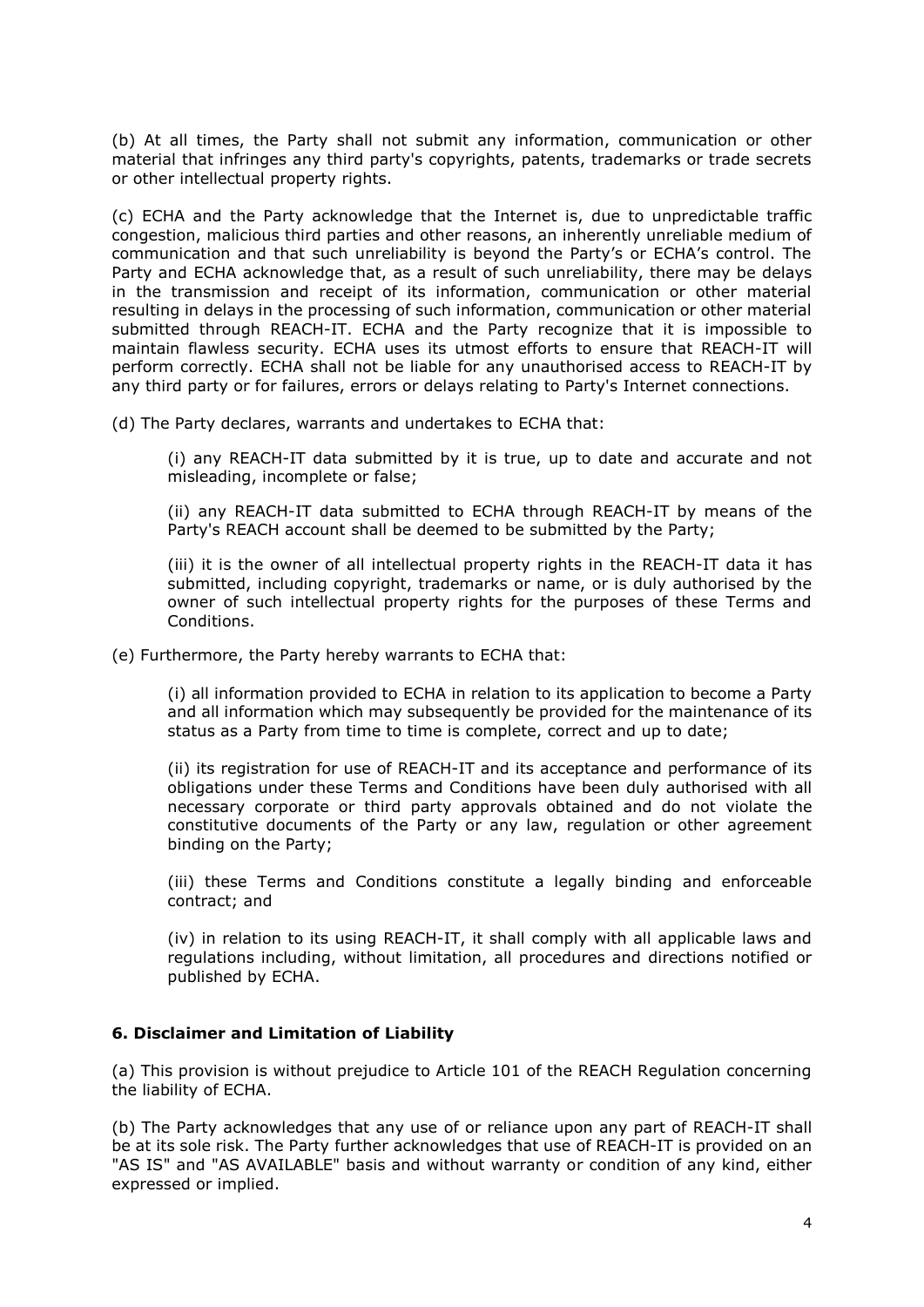(b) At all times, the Party shall not submit any information, communication or other material that infringes any third party's copyrights, patents, trademarks or trade secrets or other intellectual property rights.

(c) ECHA and the Party acknowledge that the Internet is, due to unpredictable traffic congestion, malicious third parties and other reasons, an inherently unreliable medium of communication and that such unreliability is beyond the Party's or ECHA's control. The Party and ECHA acknowledge that, as a result of such unreliability, there may be delays in the transmission and receipt of its information, communication or other material resulting in delays in the processing of such information, communication or other material submitted through REACH-IT. ECHA and the Party recognize that it is impossible to maintain flawless security. ECHA uses its utmost efforts to ensure that REACH-IT will perform correctly. ECHA shall not be liable for any unauthorised access to REACH-IT by any third party or for failures, errors or delays relating to Party's Internet connections.

(d) The Party declares, warrants and undertakes to ECHA that:

> (i) any REACH-IT data submitted by it is true, up to date and accurate and not misleading, incomplete or false;
>
> (ii) any REACH-IT data submitted to ECHA through REACH-IT by means of the Party's REACH account shall be deemed to be submitted by the Party;
>
> (iii) it is the owner of all intellectual property rights in the REACH-IT data it has submitted, including copyright, trademarks or name, or is duly authorised by the owner of such intellectual property rights for the purposes of these Terms and Conditions.

(e) Furthermore, the Party hereby warrants to ECHA that:

> (i) all information provided to ECHA in relation to its application to become a Party and all information which may subsequently be provided for the maintenance of its status as a Party from time to time is complete, correct and up to date;
>
> (ii) its registration for use of REACH-IT and its acceptance and performance of its obligations under these Terms and Conditions have been duly authorised with all necessary corporate or third party approvals obtained and do not violate the constitutive documents of the Party or any law, regulation or other agreement binding on the Party;
>
> (iii) these Terms and Conditions constitute a legally binding and enforceable contract; and
>
> (iv) in relation to its using REACH-IT, it shall comply with all applicable laws and regulations including, without limitation, all procedures and directions notified or published by ECHA.

### 6. Disclaimer and Limitation of Liability

(a) This provision is without prejudice to Article 101 of the REACH Regulation concerning the liability of ECHA.

(b) The Party acknowledges that any use of or reliance upon any part of REACH-IT shall be at its sole risk. The Party further acknowledges that use of REACH-IT is provided on an "AS IS" and "AS AVAILABLE" basis and without warranty or condition of any kind, either expressed or implied.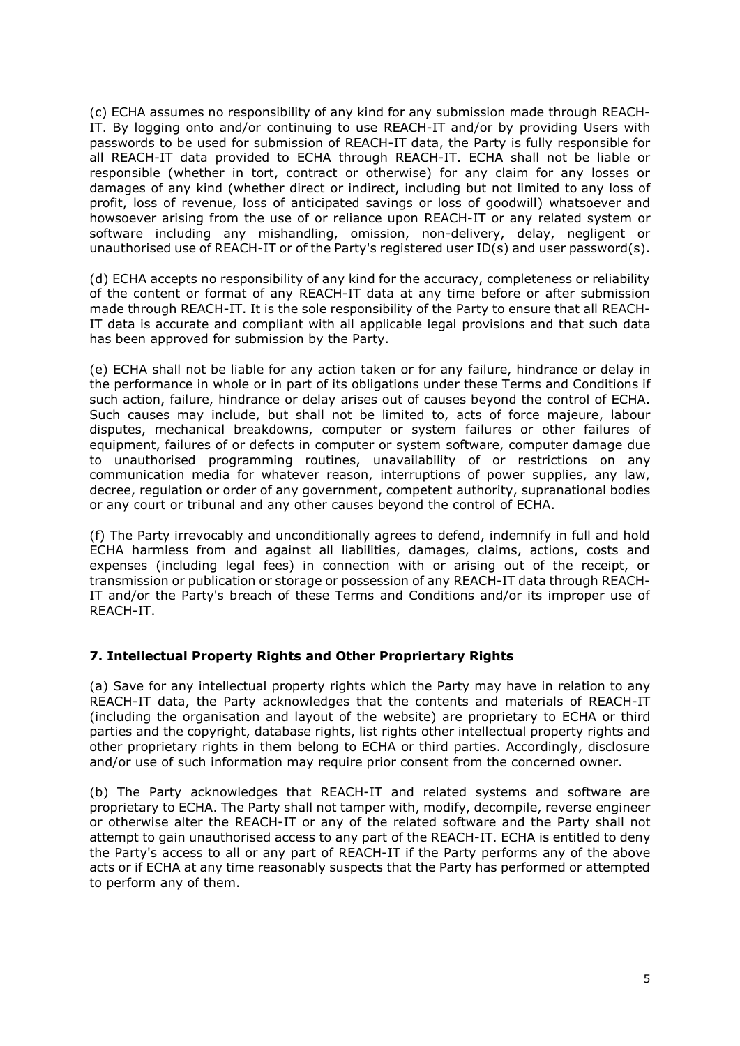(c) ECHA assumes no responsibility of any kind for any submission made through REACH-IT. By logging onto and/or continuing to use REACH-IT and/or by providing Users with passwords to be used for submission of REACH-IT data, the Party is fully responsible for all REACH-IT data provided to ECHA through REACH-IT. ECHA shall not be liable or responsible (whether in tort, contract or otherwise) for any claim for any losses or damages of any kind (whether direct or indirect, including but not limited to any loss of profit, loss of revenue, loss of anticipated savings or loss of goodwill) whatsoever and howsoever arising from the use of or reliance upon REACH-IT or any related system or software including any mishandling, omission, non-delivery, delay, negligent or unauthorised use of REACH-IT or of the Party's registered user ID(s) and user password(s).

(d) ECHA accepts no responsibility of any kind for the accuracy, completeness or reliability of the content or format of any REACH-IT data at any time before or after submission made through REACH-IT. It is the sole responsibility of the Party to ensure that all REACH-IT data is accurate and compliant with all applicable legal provisions and that such data has been approved for submission by the Party.

(e) ECHA shall not be liable for any action taken or for any failure, hindrance or delay in the performance in whole or in part of its obligations under these Terms and Conditions if such action, failure, hindrance or delay arises out of causes beyond the control of ECHA. Such causes may include, but shall not be limited to, acts of force majeure, labour disputes, mechanical breakdowns, computer or system failures or other failures of equipment, failures of or defects in computer or system software, computer damage due to unauthorised programming routines, unavailability of or restrictions on any communication media for whatever reason, interruptions of power supplies, any law, decree, regulation or order of any government, competent authority, supranational bodies or any court or tribunal and any other causes beyond the control of ECHA.

(f) The Party irrevocably and unconditionally agrees to defend, indemnify in full and hold ECHA harmless from and against all liabilities, damages, claims, actions, costs and expenses (including legal fees) in connection with or arising out of the receipt, or transmission or publication or storage or possession of any REACH-IT data through REACH-IT and/or the Party's breach of these Terms and Conditions and/or its improper use of REACH-IT.

## 7. Intellectual Property Rights and Other Propriertary Rights

(a) Save for any intellectual property rights which the Party may have in relation to any REACH-IT data, the Party acknowledges that the contents and materials of REACH-IT (including the organisation and layout of the website) are proprietary to ECHA or third parties and the copyright, database rights, list rights other intellectual property rights and other proprietary rights in them belong to ECHA or third parties. Accordingly, disclosure and/or use of such information may require prior consent from the concerned owner.

(b) The Party acknowledges that REACH-IT and related systems and software are proprietary to ECHA. The Party shall not tamper with, modify, decompile, reverse engineer or otherwise alter the REACH-IT or any of the related software and the Party shall not attempt to gain unauthorised access to any part of the REACH-IT. ECHA is entitled to deny the Party's access to all or any part of REACH-IT if the Party performs any of the above acts or if ECHA at any time reasonably suspects that the Party has performed or attempted to perform any of them.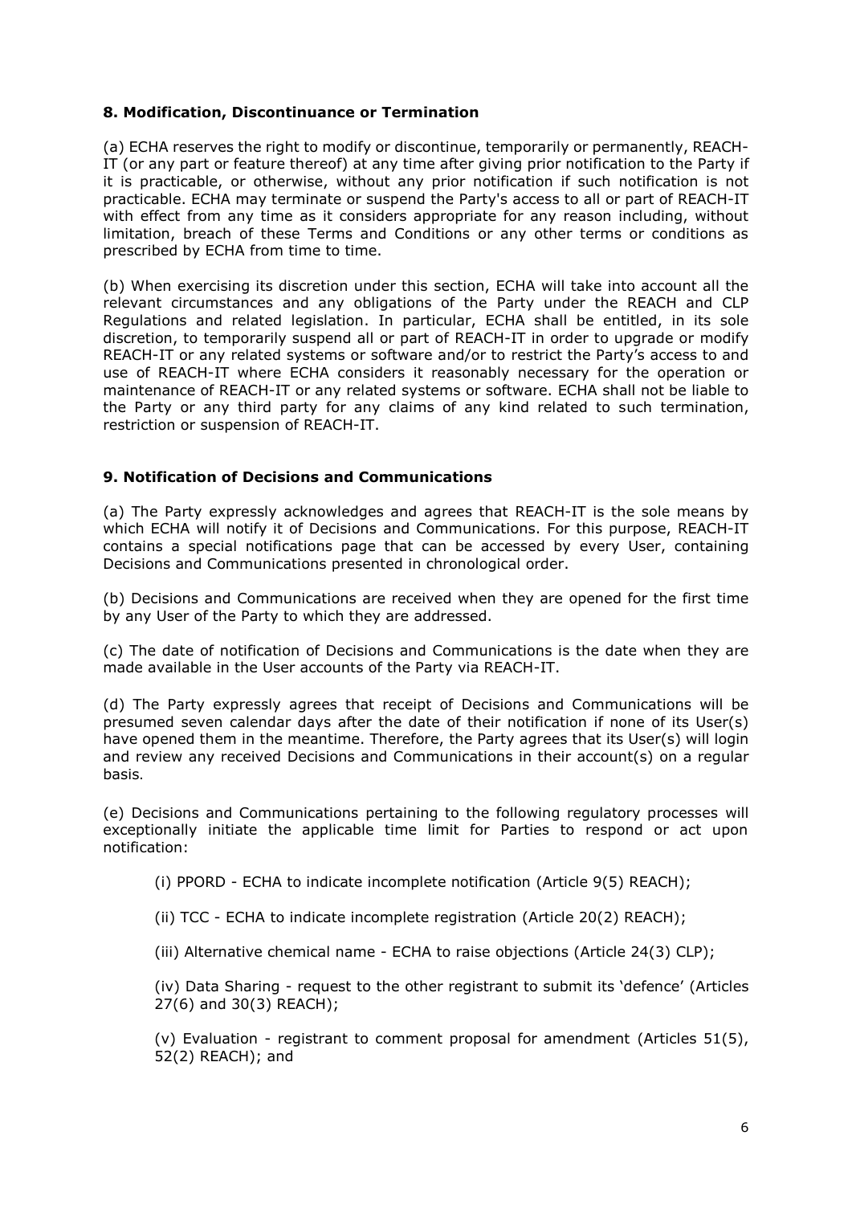## 8. Modification, Discontinuance or Termination

(a) ECHA reserves the right to modify or discontinue, temporarily or permanently, REACH-IT (or any part or feature thereof) at any time after giving prior notification to the Party if it is practicable, or otherwise, without any prior notification if such notification is not practicable. ECHA may terminate or suspend the Party's access to all or part of REACH-IT with effect from any time as it considers appropriate for any reason including, without limitation, breach of these Terms and Conditions or any other terms or conditions as prescribed by ECHA from time to time.

(b) When exercising its discretion under this section, ECHA will take into account all the relevant circumstances and any obligations of the Party under the REACH and CLP Regulations and related legislation. In particular, ECHA shall be entitled, in its sole discretion, to temporarily suspend all or part of REACH-IT in order to upgrade or modify REACH-IT or any related systems or software and/or to restrict the Party's access to and use of REACH-IT where ECHA considers it reasonably necessary for the operation or maintenance of REACH-IT or any related systems or software. ECHA shall not be liable to the Party or any third party for any claims of any kind related to such termination, restriction or suspension of REACH-IT.

## 9. Notification of Decisions and Communications

(a) The Party expressly acknowledges and agrees that REACH-IT is the sole means by which ECHA will notify it of Decisions and Communications. For this purpose, REACH-IT contains a special notifications page that can be accessed by every User, containing Decisions and Communications presented in chronological order.

(b) Decisions and Communications are received when they are opened for the first time by any User of the Party to which they are addressed.

(c) The date of notification of Decisions and Communications is the date when they are made available in the User accounts of the Party via REACH-IT.

(d) The Party expressly agrees that receipt of Decisions and Communications will be presumed seven calendar days after the date of their notification if none of its User(s) have opened them in the meantime. Therefore, the Party agrees that its User(s) will login and review any received Decisions and Communications in their account(s) on a regular basis.

(e) Decisions and Communications pertaining to the following regulatory processes will exceptionally initiate the applicable time limit for Parties to respond or act upon notification:

(i) PPORD - ECHA to indicate incomplete notification (Article 9(5) REACH);

(ii) TCC - ECHA to indicate incomplete registration (Article 20(2) REACH);

(iii) Alternative chemical name - ECHA to raise objections (Article 24(3) CLP);

(iv) Data Sharing - request to the other registrant to submit its 'defence' (Articles 27(6) and 30(3) REACH);

(v) Evaluation - registrant to comment proposal for amendment (Articles 51(5), 52(2) REACH); and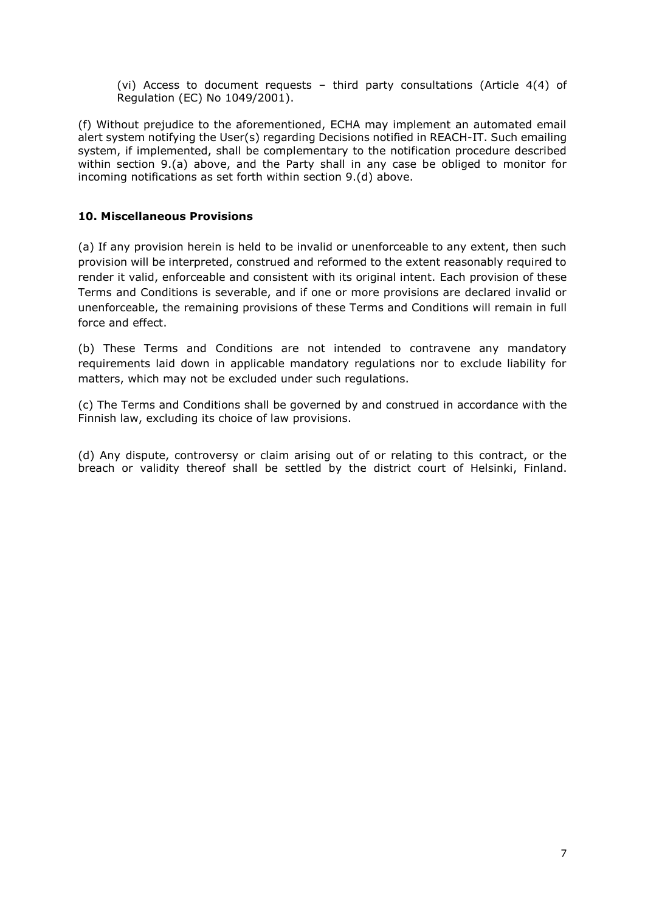(vi) Access to document requests – third party consultations (Article 4(4) of Regulation (EC) No 1049/2001).

(f) Without prejudice to the aforementioned, ECHA may implement an automated email alert system notifying the User(s) regarding Decisions notified in REACH-IT. Such emailing system, if implemented, shall be complementary to the notification procedure described within section 9.(a) above, and the Party shall in any case be obliged to monitor for incoming notifications as set forth within section 9.(d) above.

## 10. Miscellaneous Provisions

(a) If any provision herein is held to be invalid or unenforceable to any extent, then such provision will be interpreted, construed and reformed to the extent reasonably required to render it valid, enforceable and consistent with its original intent. Each provision of these Terms and Conditions is severable, and if one or more provisions are declared invalid or unenforceable, the remaining provisions of these Terms and Conditions will remain in full force and effect.

(b) These Terms and Conditions are not intended to contravene any mandatory requirements laid down in applicable mandatory regulations nor to exclude liability for matters, which may not be excluded under such regulations.

(c) The Terms and Conditions shall be governed by and construed in accordance with the Finnish law, excluding its choice of law provisions.

(d) Any dispute, controversy or claim arising out of or relating to this contract, or the breach or validity thereof shall be settled by the district court of Helsinki, Finland.